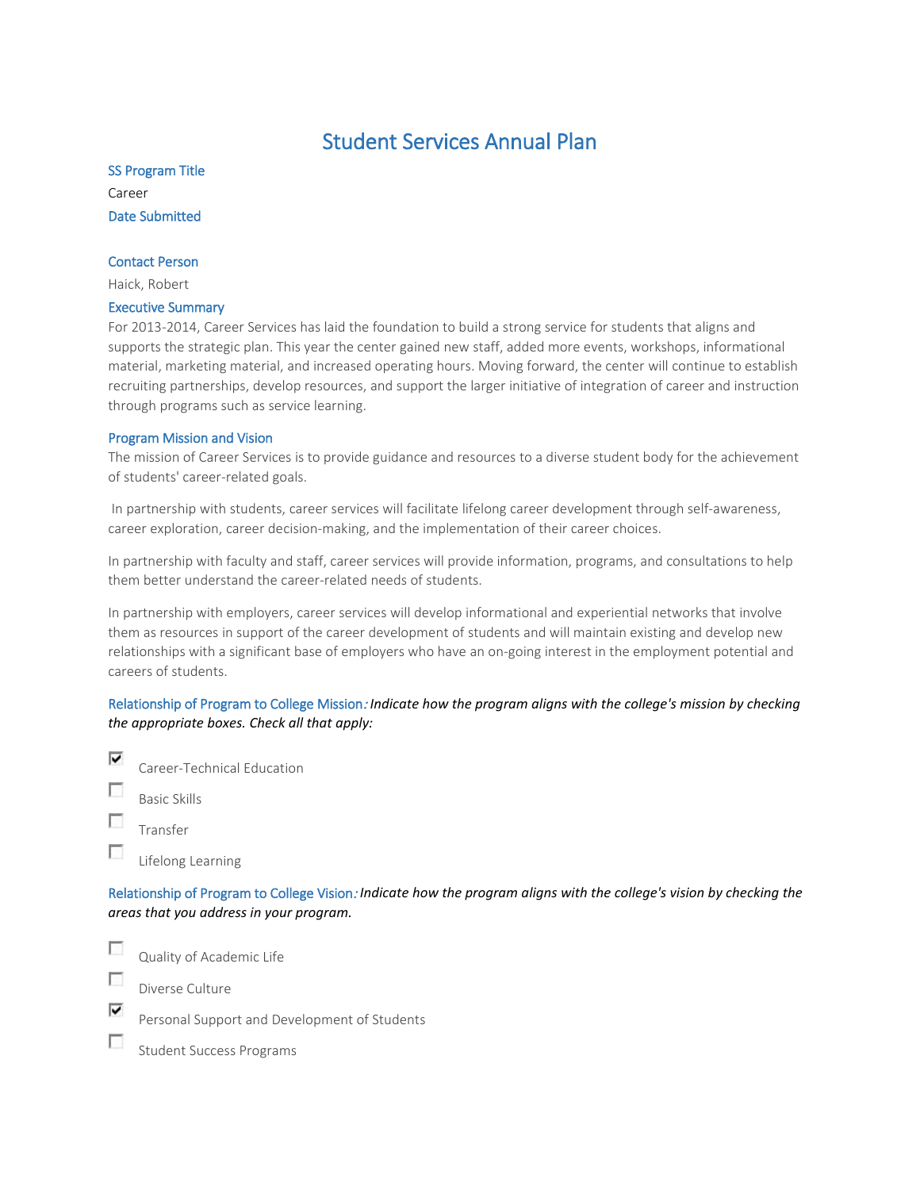# Student Services Annual Plan

## SS Program Title

Career

## Date Submitted

## Contact Person

Haick, Robert

## Executive Summary

For 2013-2014, Career Services has laid the foundation to build a strong service for students that aligns and supports the strategic plan. This year the center gained new staff, added more events, workshops, informational material, marketing material, and increased operating hours. Moving forward, the center will continue to establish recruiting partnerships, develop resources, and support the larger initiative of integration of career and instruction through programs such as service learning.

## Program Mission and Vision

The mission of Career Services is to provide guidance and resources to a diverse student body for the achievement of students' career-related goals.

In partnership with students, career services will facilitate lifelong career development through self-awareness, career exploration, career decision-making, and the implementation of their career choices.

In partnership with faculty and staff, career services will provide information, programs, and consultations to help them better understand the career-related needs of students.

In partnership with employers, career services will develop informational and experiential networks that involve them as resources in support of the career development of students and will maintain existing and develop new relationships with a significant base of employers who have an on-going interest in the employment potential and careers of students.

**Relationship of Program to College Mission:** *Indicate how the program aligns with the college's mission by checking the appropriate boxes. Check all that apply:*

- [x] Career-Technical Education
- [ ] Basic Skills
- [ ] Transfer
- [ ] Lifelong Learning

**Relationship of Program to College Vision:** *Indicate how the program aligns with the college's vision by checking the areas that you address in your program.*

- [ ] Quality of Academic Life
- [ ] Diverse Culture
- [x] Personal Support and Development of Students
- [ ] Student Success Programs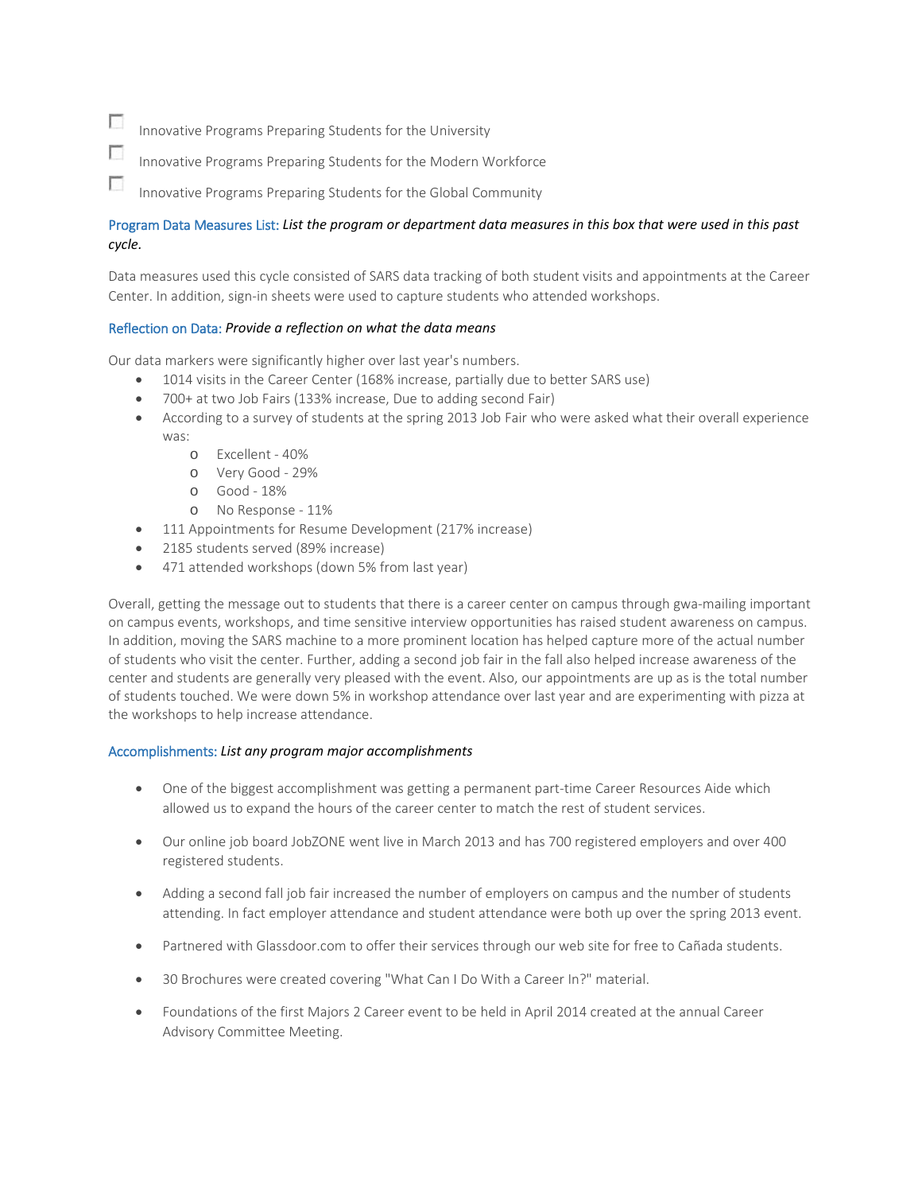- [ ] Innovative Programs Preparing Students for the University
- [ ] Innovative Programs Preparing Students for the Modern Workforce
- [ ] Innovative Programs Preparing Students for the Global Community

Program Data Measures List: *List the program or department data measures in this box that were used in this past cycle.*

Data measures used this cycle consisted of SARS data tracking of both student visits and appointments at the Career Center. In addition, sign-in sheets were used to capture students who attended workshops.

Reflection on Data: *Provide a reflection on what the data means*

Our data markers were significantly higher over last year's numbers.

- 1014 visits in the Career Center (168% increase, partially due to better SARS use)
- 700+ at two Job Fairs (133% increase, Due to adding second Fair)
- According to a survey of students at the spring 2013 Job Fair who were asked what their overall experience was:
  - Excellent - 40%
  - Very Good - 29%
  - Good - 18%
  - No Response - 11%
- 111 Appointments for Resume Development (217% increase)
- 2185 students served (89% increase)
- 471 attended workshops (down 5% from last year)

Overall, getting the message out to students that there is a career center on campus through gwa-mailing important on campus events, workshops, and time sensitive interview opportunities has raised student awareness on campus. In addition, moving the SARS machine to a more prominent location has helped capture more of the actual number of students who visit the center. Further, adding a second job fair in the fall also helped increase awareness of the center and students are generally very pleased with the event. Also, our appointments are up as is the total number of students touched. We were down 5% in workshop attendance over last year and are experimenting with pizza at the workshops to help increase attendance.

Accomplishments: *List any program major accomplishments*

- One of the biggest accomplishment was getting a permanent part-time Career Resources Aide which allowed us to expand the hours of the career center to match the rest of student services.
- Our online job board JobZONE went live in March 2013 and has 700 registered employers and over 400 registered students.
- Adding a second fall job fair increased the number of employers on campus and the number of students attending. In fact employer attendance and student attendance were both up over the spring 2013 event.
- Partnered with Glassdoor.com to offer their services through our web site for free to Cañada students.
- 30 Brochures were created covering "What Can I Do With a Career In?" material.
- Foundations of the first Majors 2 Career event to be held in April 2014 created at the annual Career Advisory Committee Meeting.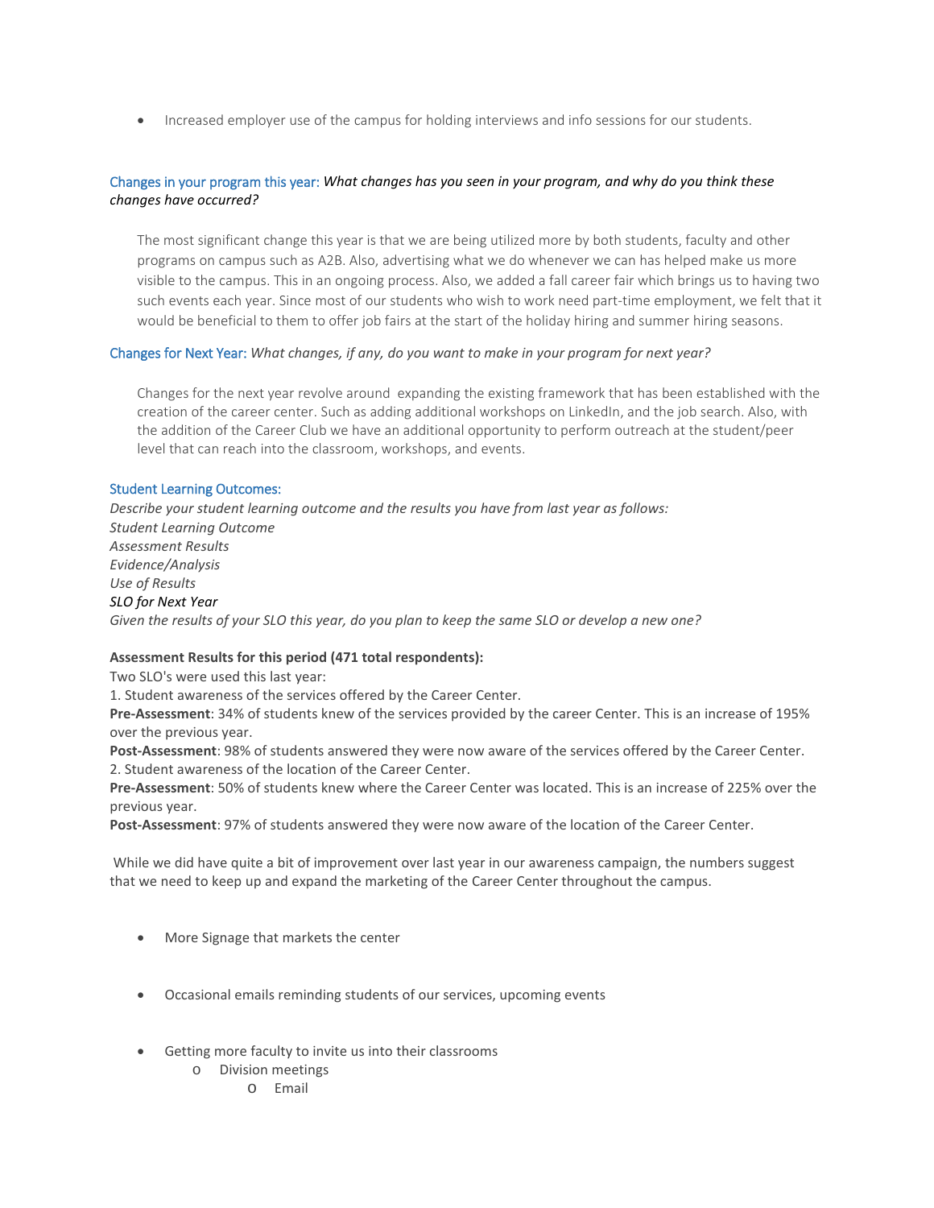- Increased employer use of the campus for holding interviews and info sessions for our students.

Changes in your program this year: *What changes has you seen in your program, and why do you think these changes have occurred?*

The most significant change this year is that we are being utilized more by both students, faculty and other programs on campus such as A2B. Also, advertising what we do whenever we can has helped make us more visible to the campus. This in an ongoing process. Also, we added a fall career fair which brings us to having two such events each year. Since most of our students who wish to work need part-time employment, we felt that it would be beneficial to them to offer job fairs at the start of the holiday hiring and summer hiring seasons.

Changes for Next Year: *What changes, if any, do you want to make in your program for next year?*

Changes for the next year revolve around expanding the existing framework that has been established with the creation of the career center. Such as adding additional workshops on LinkedIn, and the job search. Also, with the addition of the Career Club we have an additional opportunity to perform outreach at the student/peer level that can reach into the classroom, workshops, and events.

Student Learning Outcomes:

*Describe your student learning outcome and the results you have from last year as follows:*
*Student Learning Outcome*
*Assessment Results*
*Evidence/Analysis*
*Use of Results*
*SLO for Next Year*
*Given the results of your SLO this year, do you plan to keep the same SLO or develop a new one?*

**Assessment Results for this period (471 total respondents):**
Two SLO's were used this last year:
1. Student awareness of the services offered by the Career Center.
**Pre-Assessment**: 34% of students knew of the services provided by the career Center. This is an increase of 195% over the previous year.
**Post-Assessment**: 98% of students answered they were now aware of the services offered by the Career Center.
2. Student awareness of the location of the Career Center.
**Pre-Assessment**: 50% of students knew where the Career Center was located. This is an increase of 225% over the previous year.
**Post-Assessment**: 97% of students answered they were now aware of the location of the Career Center.

While we did have quite a bit of improvement over last year in our awareness campaign, the numbers suggest that we need to keep up and expand the marketing of the Career Center throughout the campus.

- More Signage that markets the center
- Occasional emails reminding students of our services, upcoming events
- Getting more faculty to invite us into their classrooms
  - Division meetings
    - Email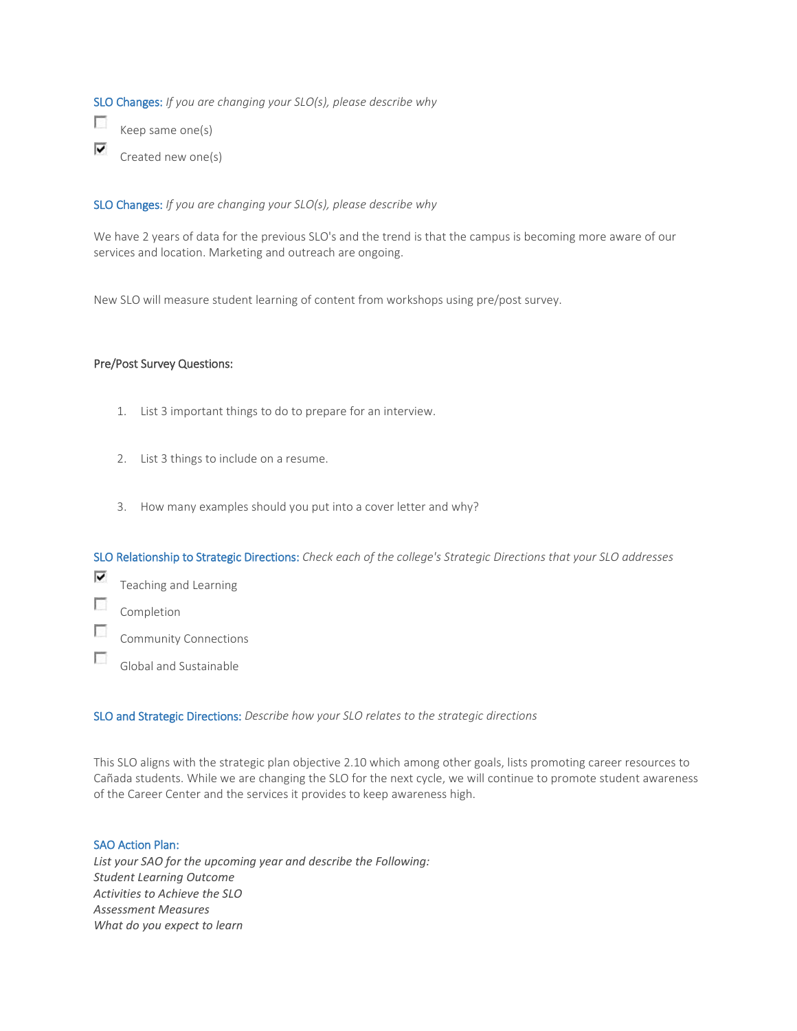**SLO Changes:** *If you are changing your SLO(s), please describe why*

- [ ] Keep same one(s)
- [x] Created new one(s)

**SLO Changes:** *If you are changing your SLO(s), please describe why*

We have 2 years of data for the previous SLO's and the trend is that the campus is becoming more aware of our services and location. Marketing and outreach are ongoing.

New SLO will measure student learning of content from workshops using pre/post survey.

**Pre/Post Survey Questions:**

1. List 3 important things to do to prepare for an interview.
2. List 3 things to include on a resume.
3. How many examples should you put into a cover letter and why?

**SLO Relationship to Strategic Directions:** *Check each of the college's Strategic Directions that your SLO addresses*

- [x] Teaching and Learning
- [ ] Completion
- [ ] Community Connections
- [ ] Global and Sustainable

**SLO and Strategic Directions:** *Describe how your SLO relates to the strategic directions*

This SLO aligns with the strategic plan objective 2.10 which among other goals, lists promoting career resources to Cañada students. While we are changing the SLO for the next cycle, we will continue to promote student awareness of the Career Center and the services it provides to keep awareness high.

**SAO Action Plan:**
*List your SAO for the upcoming year and describe the Following:*
*Student Learning Outcome*
*Activities to Achieve the SLO*
*Assessment Measures*
*What do you expect to learn*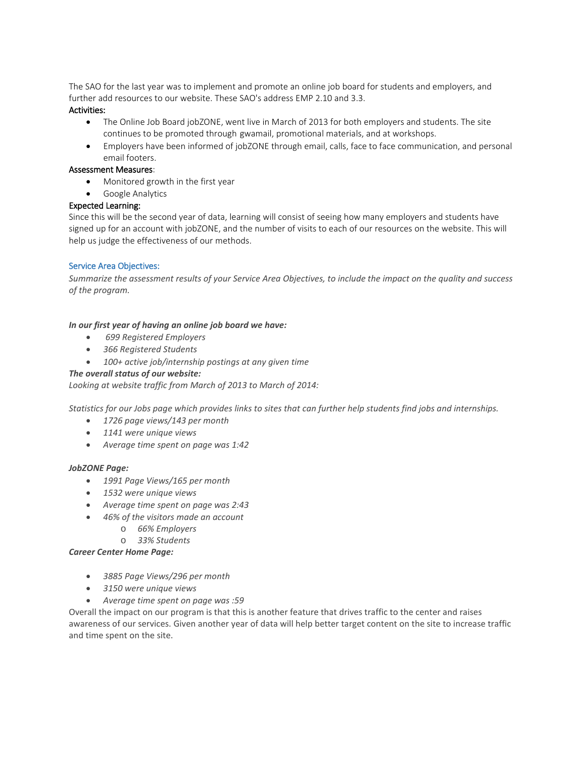The SAO for the last year was to implement and promote an online job board for students and employers, and further add resources to our website. These SAO's address EMP 2.10 and 3.3.

**Activities:**

- The Online Job Board jobZONE, went live in March of 2013 for both employers and students. The site continues to be promoted through gwamail, promotional materials, and at workshops.
- Employers have been informed of jobZONE through email, calls, face to face communication, and personal email footers.

**Assessment Measures**:

- Monitored growth in the first year
- Google Analytics

**Expected Learning:**

Since this will be the second year of data, learning will consist of seeing how many employers and students have signed up for an account with jobZONE, and the number of visits to each of our resources on the website. This will help us judge the effectiveness of our methods.

### Service Area Objectives:

*Summarize the assessment results of your Service Area Objectives, to include the impact on the quality and success of the program.*

***In our first year of having an online job board we have:***

- *699 Registered Employers*
- *366 Registered Students*
- *100+ active job/internship postings at any given time*

***The overall status of our website:***

*Looking at website traffic from March of 2013 to March of 2014:*

*Statistics for our Jobs page which provides links to sites that can further help students find jobs and internships.*

- *1726 page views/143 per month*
- *1141 were unique views*
- *Average time spent on page was 1:42*

***JobZONE Page:***

- *1991 Page Views/165 per month*
- *1532 were unique views*
- *Average time spent on page was 2:43*
- *46% of the visitors made an account*
  - *66% Employers*
  - *33% Students*

***Career Center Home Page:***

- *3885 Page Views/296 per month*
- *3150 were unique views*
- *Average time spent on page was :59*

Overall the impact on our program is that this is another feature that drives traffic to the center and raises awareness of our services. Given another year of data will help better target content on the site to increase traffic and time spent on the site.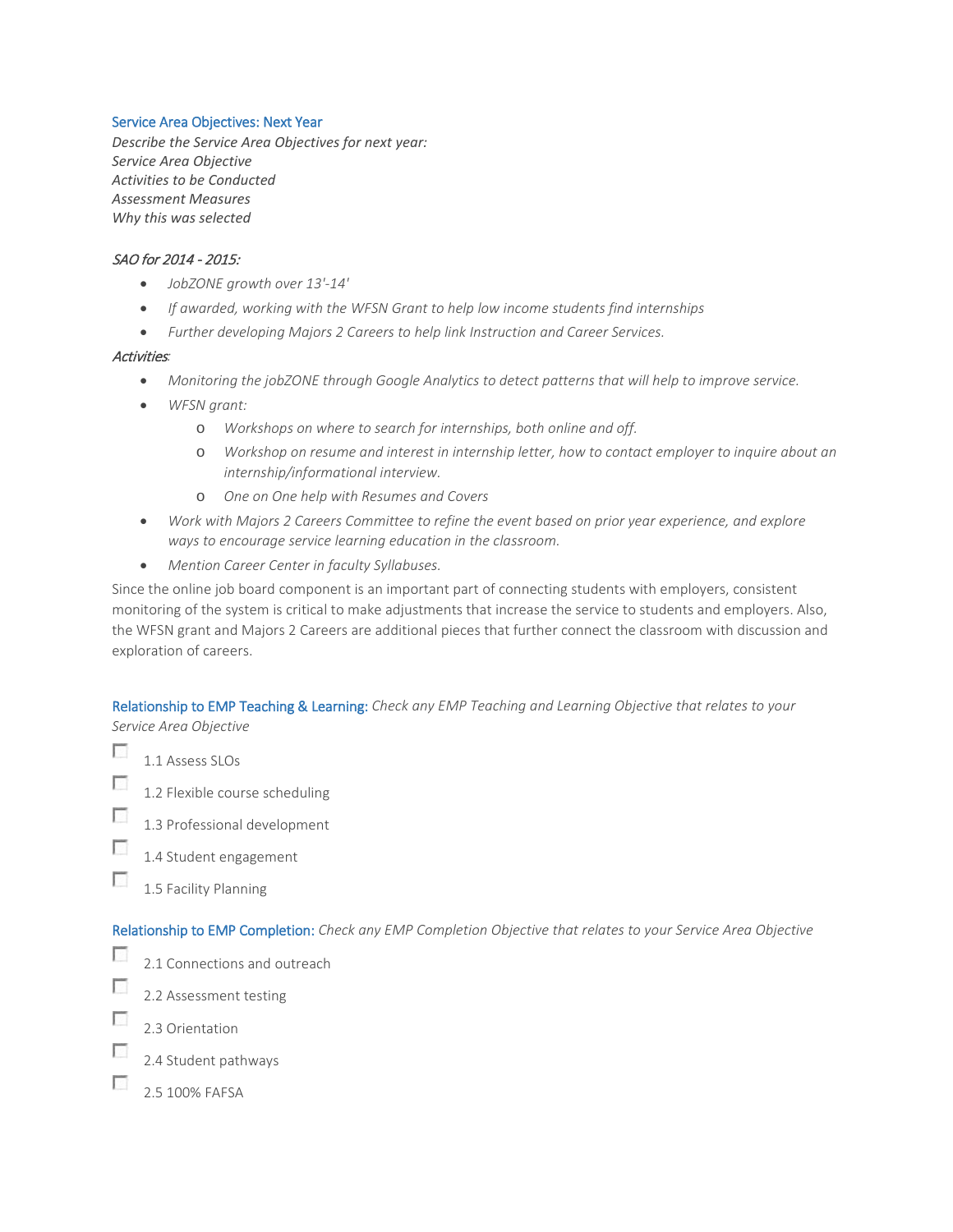### Service Area Objectives: Next Year

*Describe the Service Area Objectives for next year:*
*Service Area Objective*
*Activities to be Conducted*
*Assessment Measures*
*Why this was selected*

*SAO for 2014 - 2015:*

- *JobZONE growth over 13'-14'*
- *If awarded, working with the WFSN Grant to help low income students find internships*
- *Further developing Majors 2 Careers to help link Instruction and Career Services.*

*Activities*:

- *Monitoring the jobZONE through Google Analytics to detect patterns that will help to improve service.*
- *WFSN grant:*
  - *Workshops on where to search for internships, both online and off.*
  - *Workshop on resume and interest in internship letter, how to contact employer to inquire about an internship/informational interview.*
  - *One on One help with Resumes and Covers*
- *Work with Majors 2 Careers Committee to refine the event based on prior year experience, and explore ways to encourage service learning education in the classroom.*
- *Mention Career Center in faculty Syllabuses.*

Since the online job board component is an important part of connecting students with employers, consistent monitoring of the system is critical to make adjustments that increase the service to students and employers. Also, the WFSN grant and Majors 2 Careers are additional pieces that further connect the classroom with discussion and exploration of careers.

**Relationship to EMP Teaching & Learning:** *Check any EMP Teaching and Learning Objective that relates to your Service Area Objective*

- [ ] 1.1 Assess SLOs
- [ ] 1.2 Flexible course scheduling
- [ ] 1.3 Professional development
- [ ] 1.4 Student engagement
- [ ] 1.5 Facility Planning

**Relationship to EMP Completion:** *Check any EMP Completion Objective that relates to your Service Area Objective*

- [ ] 2.1 Connections and outreach
- [ ] 2.2 Assessment testing
- [ ] 2.3 Orientation
- [ ] 2.4 Student pathways
- [ ] 2.5 100% FAFSA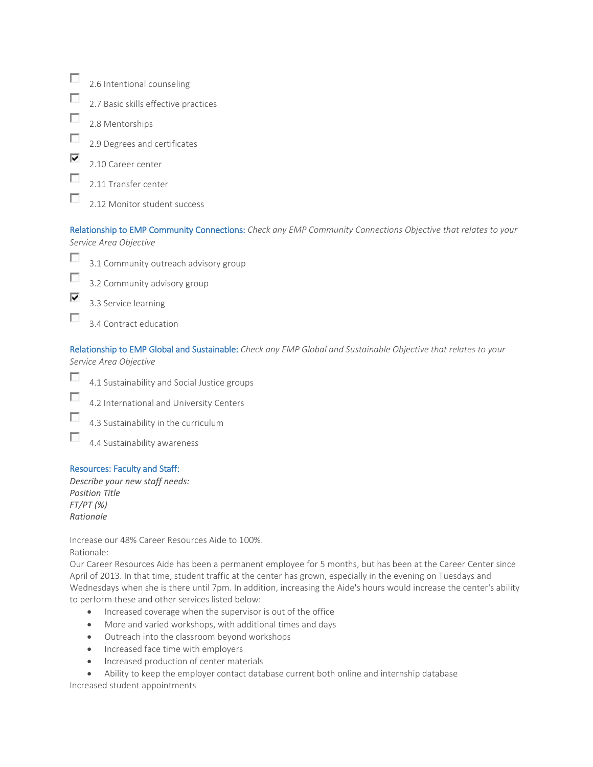- [ ] 2.6 Intentional counseling
- [ ] 2.7 Basic skills effective practices
- [ ] 2.8 Mentorships
- [ ] 2.9 Degrees and certificates
- [x] 2.10 Career center
- [ ] 2.11 Transfer center
- [ ] 2.12 Monitor student success

Relationship to EMP Community Connections: *Check any EMP Community Connections Objective that relates to your Service Area Objective*

- [ ] 3.1 Community outreach advisory group
- [ ] 3.2 Community advisory group
- [x] 3.3 Service learning
- [ ] 3.4 Contract education

Relationship to EMP Global and Sustainable: *Check any EMP Global and Sustainable Objective that relates to your Service Area Objective*

- [ ] 4.1 Sustainability and Social Justice groups
- [ ] 4.2 International and University Centers
- [ ] 4.3 Sustainability in the curriculum
- [ ] 4.4 Sustainability awareness

Resources: Faculty and Staff:

*Describe your new staff needs:*
*Position Title*
*FT/PT (%)*
*Rationale*

Increase our 48% Career Resources Aide to 100%.
Rationale:
Our Career Resources Aide has been a permanent employee for 5 months, but has been at the Career Center since April of 2013. In that time, student traffic at the center has grown, especially in the evening on Tuesdays and Wednesdays when she is there until 7pm. In addition, increasing the Aide's hours would increase the center's ability to perform these and other services listed below:

- Increased coverage when the supervisor is out of the office
- More and varied workshops, with additional times and days
- Outreach into the classroom beyond workshops
- Increased face time with employers
- Increased production of center materials
- Ability to keep the employer contact database current both online and internship database

Increased student appointments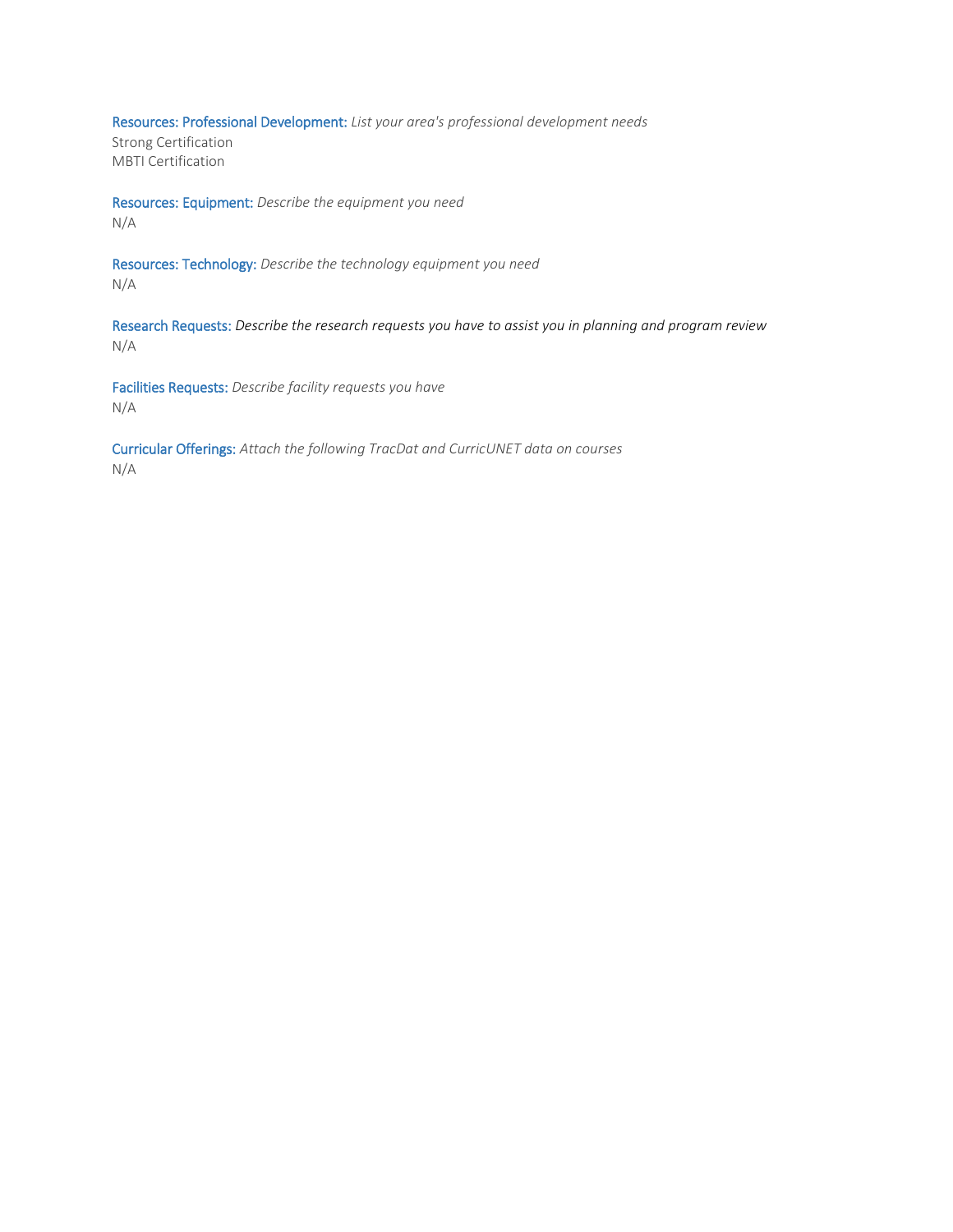**Resources: Professional Development:** *List your area's professional development needs*
Strong Certification
MBTI Certification

**Resources: Equipment:** *Describe the equipment you need*
N/A

**Resources: Technology:** *Describe the technology equipment you need*
N/A

**Research Requests:** *Describe the research requests you have to assist you in planning and program review*
N/A

**Facilities Requests:** *Describe facility requests you have*
N/A

**Curricular Offerings:** *Attach the following TracDat and CurricUNET data on courses*
N/A